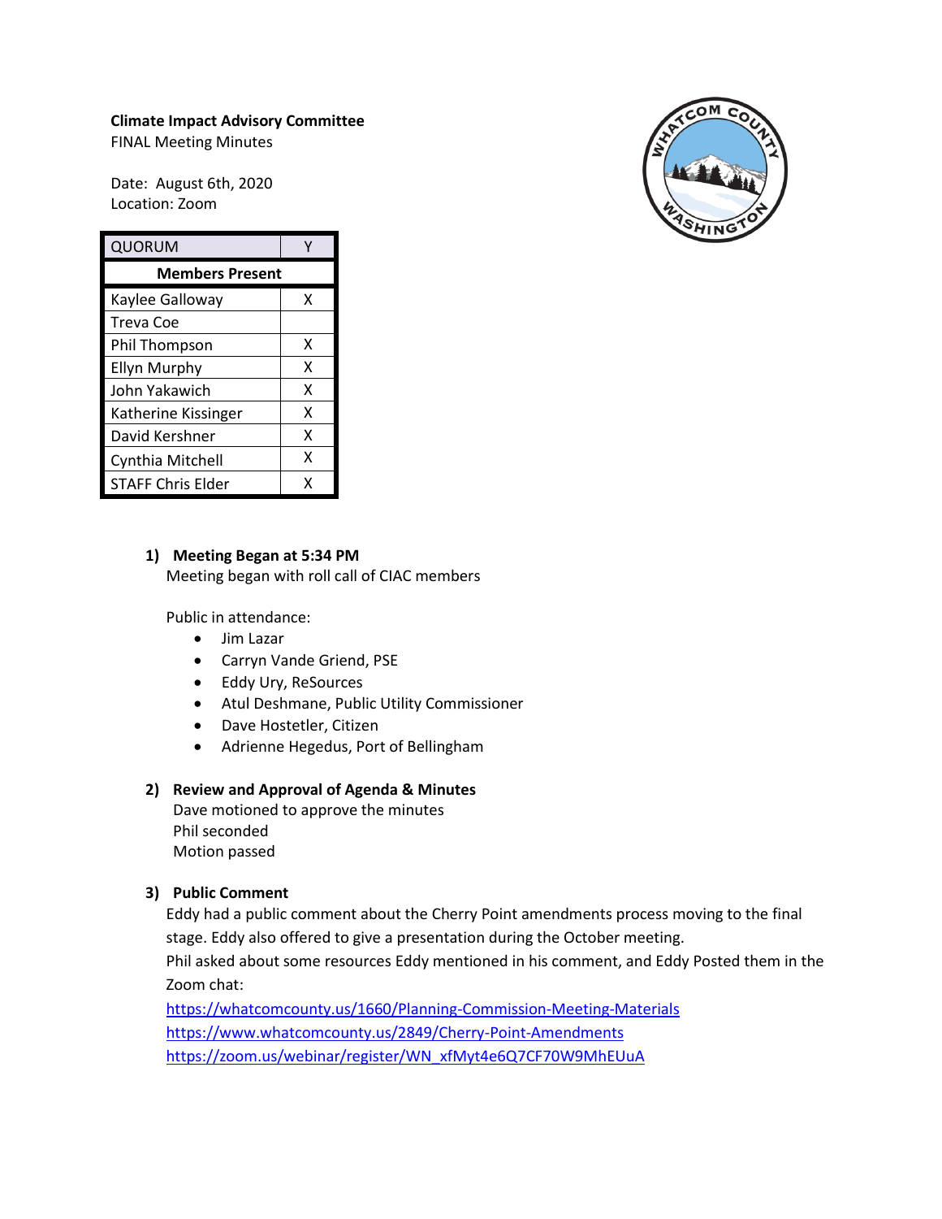**Climate Impact Advisory Committee**
FINAL Meeting Minutes

Date: August 6th, 2020
Location: Zoom

| QUORUM | Y |
|---|---|
| **Members Present** | |
| Kaylee Galloway | X |
| Treva Coe | |
| Phil Thompson | X |
| Ellyn Murphy | X |
| John Yakawich | X |
| Katherine Kissinger | X |
| David Kershner | X |
| Cynthia Mitchell | X |
| STAFF Chris Elder | X |

1) **Meeting Began at 5:34 PM**
   Meeting began with roll call of CIAC members

   Public in attendance:
   - Jim Lazar
   - Carryn Vande Griend, PSE
   - Eddy Ury, ReSources
   - Atul Deshmane, Public Utility Commissioner
   - Dave Hostetler, Citizen
   - Adrienne Hegedus, Port of Bellingham

2) **Review and Approval of Agenda & Minutes**
   Dave motioned to approve the minutes
   Phil seconded
   Motion passed

3) **Public Comment**
   Eddy had a public comment about the Cherry Point amendments process moving to the final stage. Eddy also offered to give a presentation during the October meeting.
   Phil asked about some resources Eddy mentioned in his comment, and Eddy Posted them in the Zoom chat:
   https://whatcomcounty.us/1660/Planning-Commission-Meeting-Materials
   https://www.whatcomcounty.us/2849/Cherry-Point-Amendments
   https://zoom.us/webinar/register/WN_xfMyt4e6Q7CF70W9MhEUuA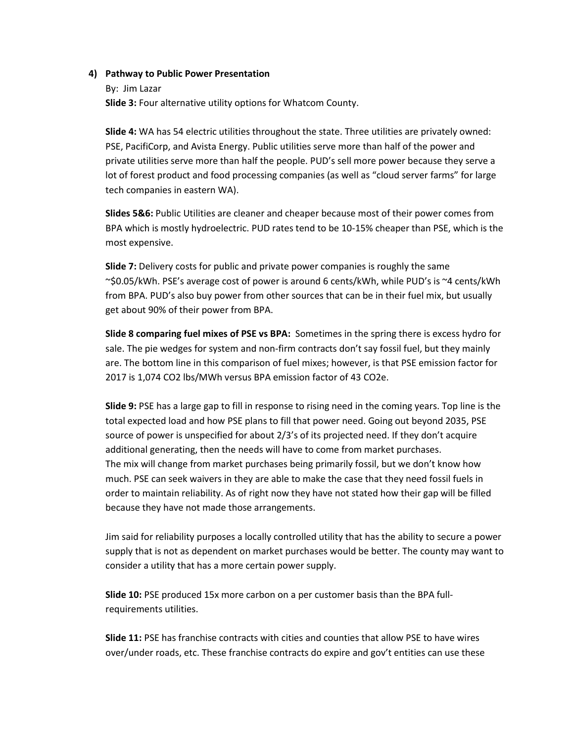4) **Pathway to Public Power Presentation**

By: Jim Lazar

**Slide 3:** Four alternative utility options for Whatcom County.

**Slide 4:** WA has 54 electric utilities throughout the state. Three utilities are privately owned: PSE, PacifiCorp, and Avista Energy. Public utilities serve more than half of the power and private utilities serve more than half the people. PUD's sell more power because they serve a lot of forest product and food processing companies (as well as "cloud server farms" for large tech companies in eastern WA).

**Slides 5&6:** Public Utilities are cleaner and cheaper because most of their power comes from BPA which is mostly hydroelectric. PUD rates tend to be 10-15% cheaper than PSE, which is the most expensive.

**Slide 7:** Delivery costs for public and private power companies is roughly the same ~$0.05/kWh. PSE's average cost of power is around 6 cents/kWh, while PUD's is ~4 cents/kWh from BPA. PUD's also buy power from other sources that can be in their fuel mix, but usually get about 90% of their power from BPA.

**Slide 8 comparing fuel mixes of PSE vs BPA:** Sometimes in the spring there is excess hydro for sale. The pie wedges for system and non-firm contracts don't say fossil fuel, but they mainly are. The bottom line in this comparison of fuel mixes; however, is that PSE emission factor for 2017 is 1,074 $CO_2$ lbs/MWh versus BPA emission factor of 43 $CO_2e$.

**Slide 9:** PSE has a large gap to fill in response to rising need in the coming years. Top line is the total expected load and how PSE plans to fill that power need. Going out beyond 2035, PSE source of power is unspecified for about 2/3's of its projected need. If they don't acquire additional generating, then the needs will have to come from market purchases.
The mix will change from market purchases being primarily fossil, but we don't know how much. PSE can seek waivers in they are able to make the case that they need fossil fuels in order to maintain reliability. As of right now they have not stated how their gap will be filled because they have not made those arrangements.

Jim said for reliability purposes a locally controlled utility that has the ability to secure a power supply that is not as dependent on market purchases would be better. The county may want to consider a utility that has a more certain power supply.

**Slide 10:** PSE produced 15x more carbon on a per customer basis than the BPA full-requirements utilities.

**Slide 11:** PSE has franchise contracts with cities and counties that allow PSE to have wires over/under roads, etc. These franchise contracts do expire and gov't entities can use these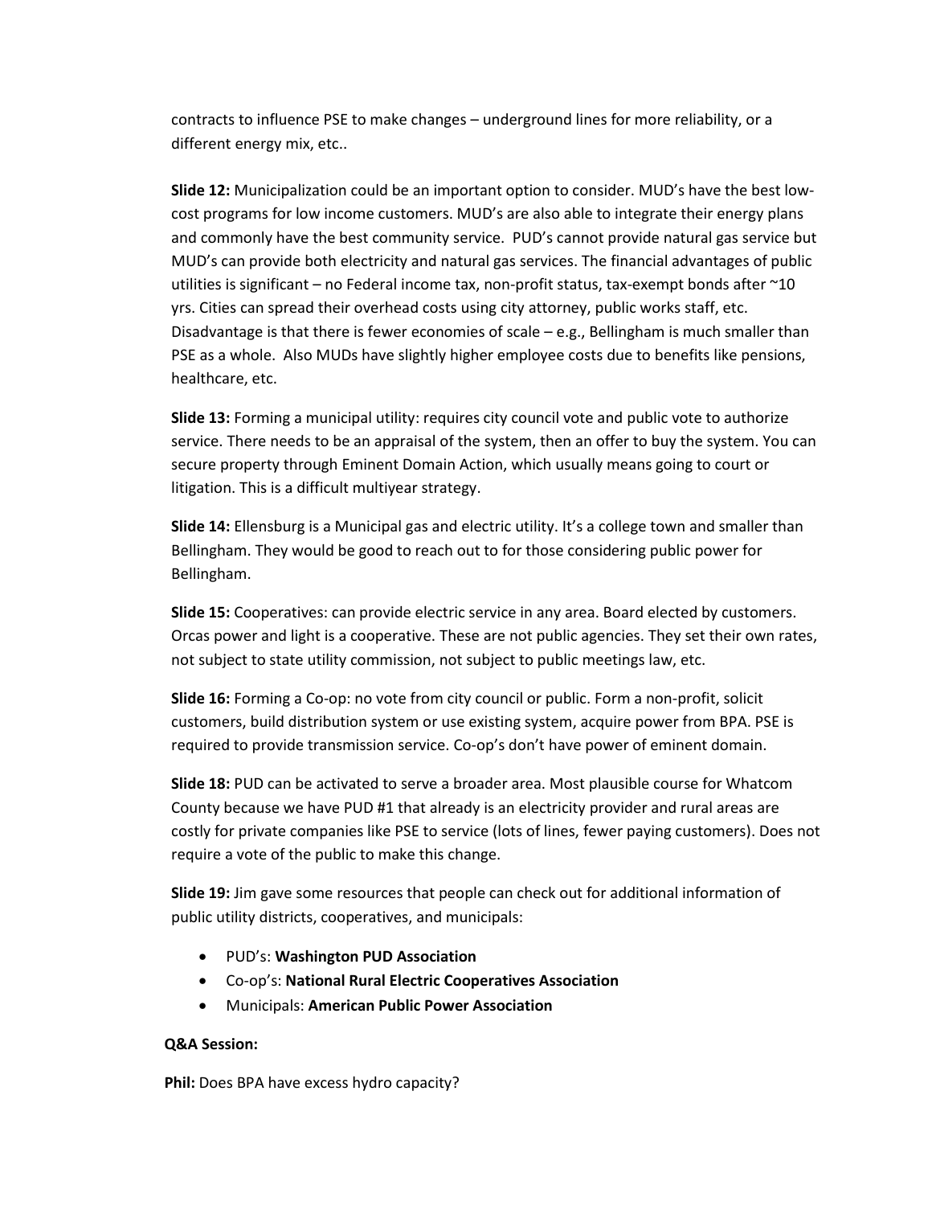contracts to influence PSE to make changes – underground lines for more reliability, or a different energy mix, etc..

**Slide 12:** Municipalization could be an important option to consider. MUD's have the best low-cost programs for low income customers. MUD's are also able to integrate their energy plans and commonly have the best community service. PUD's cannot provide natural gas service but MUD's can provide both electricity and natural gas services. The financial advantages of public utilities is significant – no Federal income tax, non-profit status, tax-exempt bonds after ~10 yrs. Cities can spread their overhead costs using city attorney, public works staff, etc. Disadvantage is that there is fewer economies of scale – e.g., Bellingham is much smaller than PSE as a whole. Also MUDs have slightly higher employee costs due to benefits like pensions, healthcare, etc.

**Slide 13:** Forming a municipal utility: requires city council vote and public vote to authorize service. There needs to be an appraisal of the system, then an offer to buy the system. You can secure property through Eminent Domain Action, which usually means going to court or litigation. This is a difficult multiyear strategy.

**Slide 14:** Ellensburg is a Municipal gas and electric utility. It's a college town and smaller than Bellingham. They would be good to reach out to for those considering public power for Bellingham.

**Slide 15:** Cooperatives: can provide electric service in any area. Board elected by customers. Orcas power and light is a cooperative. These are not public agencies. They set their own rates, not subject to state utility commission, not subject to public meetings law, etc.

**Slide 16:** Forming a Co-op: no vote from city council or public. Form a non-profit, solicit customers, build distribution system or use existing system, acquire power from BPA. PSE is required to provide transmission service. Co-op's don't have power of eminent domain.

**Slide 18:** PUD can be activated to serve a broader area. Most plausible course for Whatcom County because we have PUD #1 that already is an electricity provider and rural areas are costly for private companies like PSE to service (lots of lines, fewer paying customers). Does not require a vote of the public to make this change.

**Slide 19:** Jim gave some resources that people can check out for additional information of public utility districts, cooperatives, and municipals:

- PUD's: **Washington PUD Association**
- Co-op's: **National Rural Electric Cooperatives Association**
- Municipals: **American Public Power Association**

**Q&A Session:**

**Phil:** Does BPA have excess hydro capacity?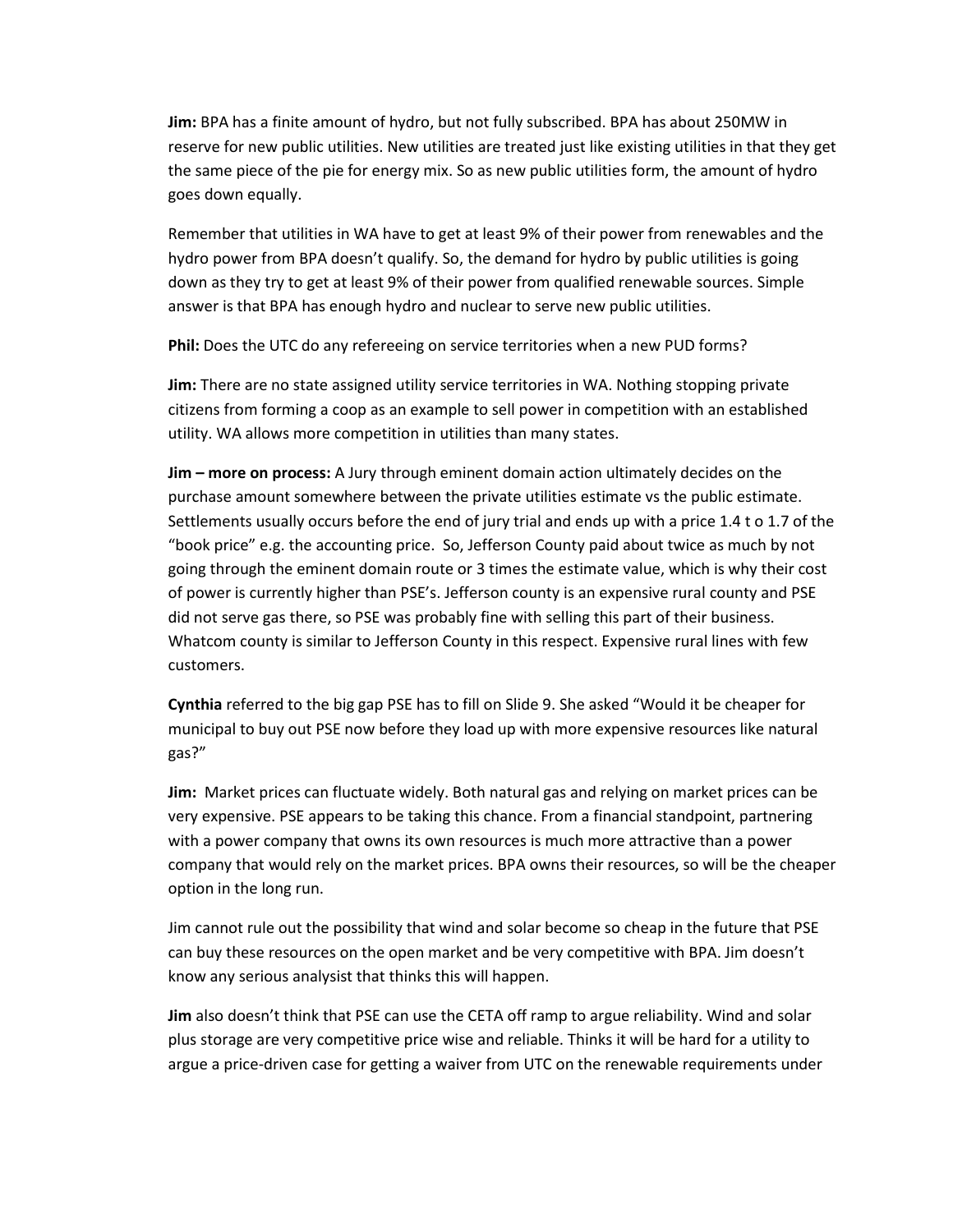**Jim:** BPA has a finite amount of hydro, but not fully subscribed. BPA has about 250MW in reserve for new public utilities. New utilities are treated just like existing utilities in that they get the same piece of the pie for energy mix. So as new public utilities form, the amount of hydro goes down equally.

Remember that utilities in WA have to get at least 9% of their power from renewables and the hydro power from BPA doesn't qualify. So, the demand for hydro by public utilities is going down as they try to get at least 9% of their power from qualified renewable sources. Simple answer is that BPA has enough hydro and nuclear to serve new public utilities.

**Phil:** Does the UTC do any refereeing on service territories when a new PUD forms?

**Jim:** There are no state assigned utility service territories in WA. Nothing stopping private citizens from forming a coop as an example to sell power in competition with an established utility. WA allows more competition in utilities than many states.

**Jim – more on process:** A Jury through eminent domain action ultimately decides on the purchase amount somewhere between the private utilities estimate vs the public estimate. Settlements usually occurs before the end of jury trial and ends up with a price 1.4 t o 1.7 of the "book price" e.g. the accounting price. So, Jefferson County paid about twice as much by not going through the eminent domain route or 3 times the estimate value, which is why their cost of power is currently higher than PSE's. Jefferson county is an expensive rural county and PSE did not serve gas there, so PSE was probably fine with selling this part of their business. Whatcom county is similar to Jefferson County in this respect. Expensive rural lines with few customers.

**Cynthia** referred to the big gap PSE has to fill on Slide 9. She asked "Would it be cheaper for municipal to buy out PSE now before they load up with more expensive resources like natural gas?"

**Jim:** Market prices can fluctuate widely. Both natural gas and relying on market prices can be very expensive. PSE appears to be taking this chance. From a financial standpoint, partnering with a power company that owns its own resources is much more attractive than a power company that would rely on the market prices. BPA owns their resources, so will be the cheaper option in the long run.

Jim cannot rule out the possibility that wind and solar become so cheap in the future that PSE can buy these resources on the open market and be very competitive with BPA. Jim doesn't know any serious analysist that thinks this will happen.

**Jim** also doesn't think that PSE can use the CETA off ramp to argue reliability. Wind and solar plus storage are very competitive price wise and reliable. Thinks it will be hard for a utility to argue a price-driven case for getting a waiver from UTC on the renewable requirements under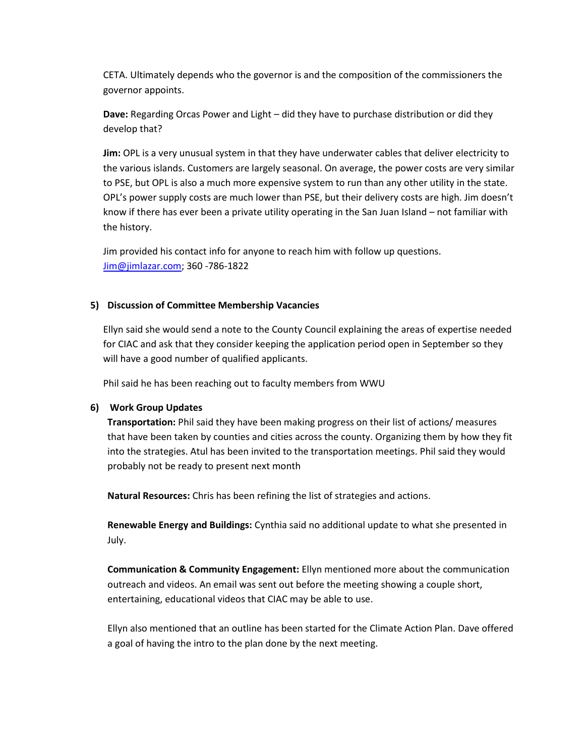CETA. Ultimately depends who the governor is and the composition of the commissioners the governor appoints.

**Dave:** Regarding Orcas Power and Light – did they have to purchase distribution or did they develop that?

**Jim:** OPL is a very unusual system in that they have underwater cables that deliver electricity to the various islands. Customers are largely seasonal. On average, the power costs are very similar to PSE, but OPL is also a much more expensive system to run than any other utility in the state. OPL's power supply costs are much lower than PSE, but their delivery costs are high. Jim doesn't know if there has ever been a private utility operating in the San Juan Island – not familiar with the history.

Jim provided his contact info for anyone to reach him with follow up questions. Jim@jimlazar.com; 360 -786-1822

**5) Discussion of Committee Membership Vacancies**

Ellyn said she would send a note to the County Council explaining the areas of expertise needed for CIAC and ask that they consider keeping the application period open in September so they will have a good number of qualified applicants.

Phil said he has been reaching out to faculty members from WWU

**6) Work Group Updates**

**Transportation:** Phil said they have been making progress on their list of actions/ measures that have been taken by counties and cities across the county. Organizing them by how they fit into the strategies. Atul has been invited to the transportation meetings. Phil said they would probably not be ready to present next month

**Natural Resources:** Chris has been refining the list of strategies and actions.

**Renewable Energy and Buildings:** Cynthia said no additional update to what she presented in July.

**Communication & Community Engagement:** Ellyn mentioned more about the communication outreach and videos. An email was sent out before the meeting showing a couple short, entertaining, educational videos that CIAC may be able to use.

Ellyn also mentioned that an outline has been started for the Climate Action Plan. Dave offered a goal of having the intro to the plan done by the next meeting.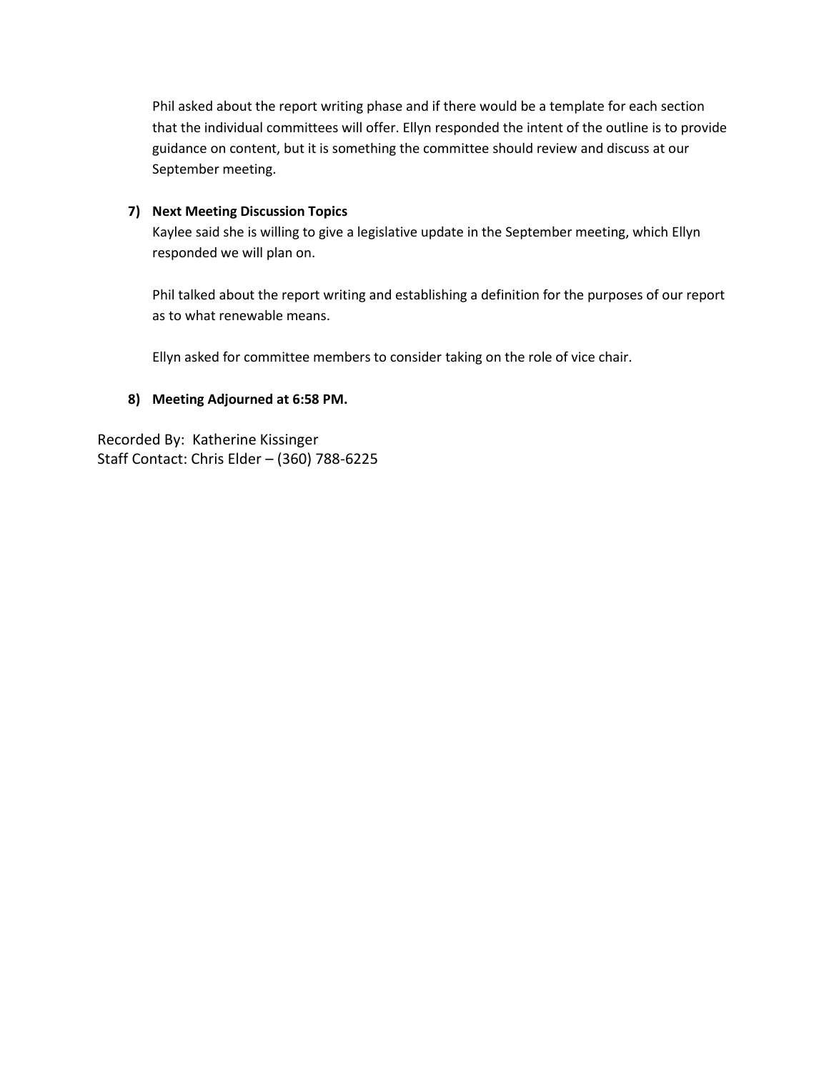Phil asked about the report writing phase and if there would be a template for each section that the individual committees will offer. Ellyn responded the intent of the outline is to provide guidance on content, but it is something the committee should review and discuss at our September meeting.

7) **Next Meeting Discussion Topics**

   Kaylee said she is willing to give a legislative update in the September meeting, which Ellyn responded we will plan on.

   Phil talked about the report writing and establishing a definition for the purposes of our report as to what renewable means.

   Ellyn asked for committee members to consider taking on the role of vice chair.

8) **Meeting Adjourned at 6:58 PM.**

Recorded By: Katherine Kissinger
Staff Contact: Chris Elder – (360) 788-6225